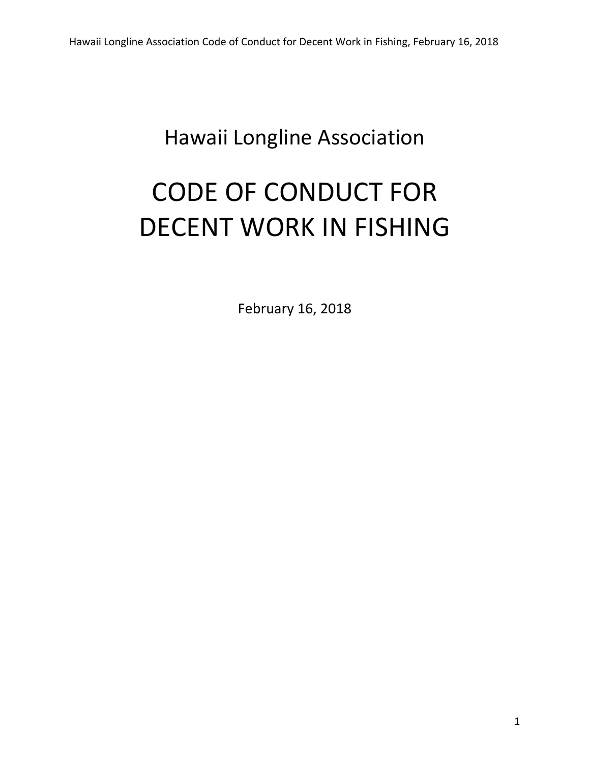Hawaii Longline Association

# CODE OF CONDUCT FOR DECENT WORK IN FISHING

February 16, 2018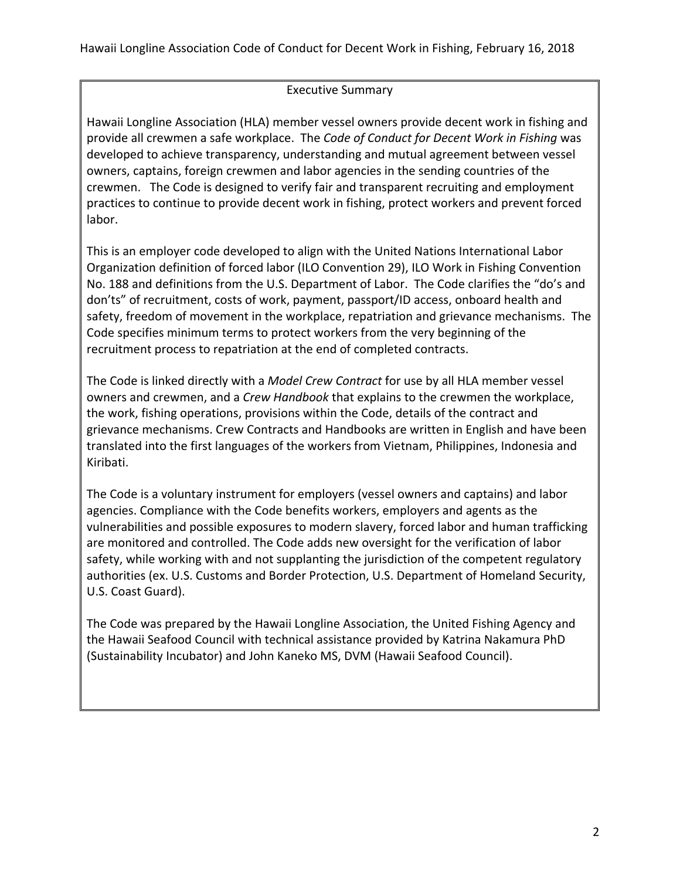## Executive Summary

Hawaii Longline Association (HLA) member vessel owners provide decent work in fishing and provide all crewmen a safe workplace. The *Code of Conduct for Decent Work in Fishing* was developed to achieve transparency, understanding and mutual agreement between vessel owners, captains, foreign crewmen and labor agencies in the sending countries of the crewmen. The Code is designed to verify fair and transparent recruiting and employment practices to continue to provide decent work in fishing, protect workers and prevent forced labor.

This is an employer code developed to align with the United Nations International Labor Organization definition of forced labor (ILO Convention 29), ILO Work in Fishing Convention No. 188 and definitions from the U.S. Department of Labor. The Code clarifies the "do's and don'ts" of recruitment, costs of work, payment, passport/ID access, onboard health and safety, freedom of movement in the workplace, repatriation and grievance mechanisms. The Code specifies minimum terms to protect workers from the very beginning of the recruitment process to repatriation at the end of completed contracts.

The Code is linked directly with a *Model Crew Contract* for use by all HLA member vessel owners and crewmen, and a *Crew Handbook* that explains to the crewmen the workplace, the work, fishing operations, provisions within the Code, details of the contract and grievance mechanisms. Crew Contracts and Handbooks are written in English and have been translated into the first languages of the workers from Vietnam, Philippines, Indonesia and Kiribati.

The Code is a voluntary instrument for employers (vessel owners and captains) and labor agencies. Compliance with the Code benefits workers, employers and agents as the vulnerabilities and possible exposures to modern slavery, forced labor and human trafficking are monitored and controlled. The Code adds new oversight for the verification of labor safety, while working with and not supplanting the jurisdiction of the competent regulatory authorities (ex. U.S. Customs and Border Protection, U.S. Department of Homeland Security, U.S. Coast Guard).

The Code was prepared by the Hawaii Longline Association, the United Fishing Agency and the Hawaii Seafood Council with technical assistance provided by Katrina Nakamura PhD (Sustainability Incubator) and John Kaneko MS, DVM (Hawaii Seafood Council).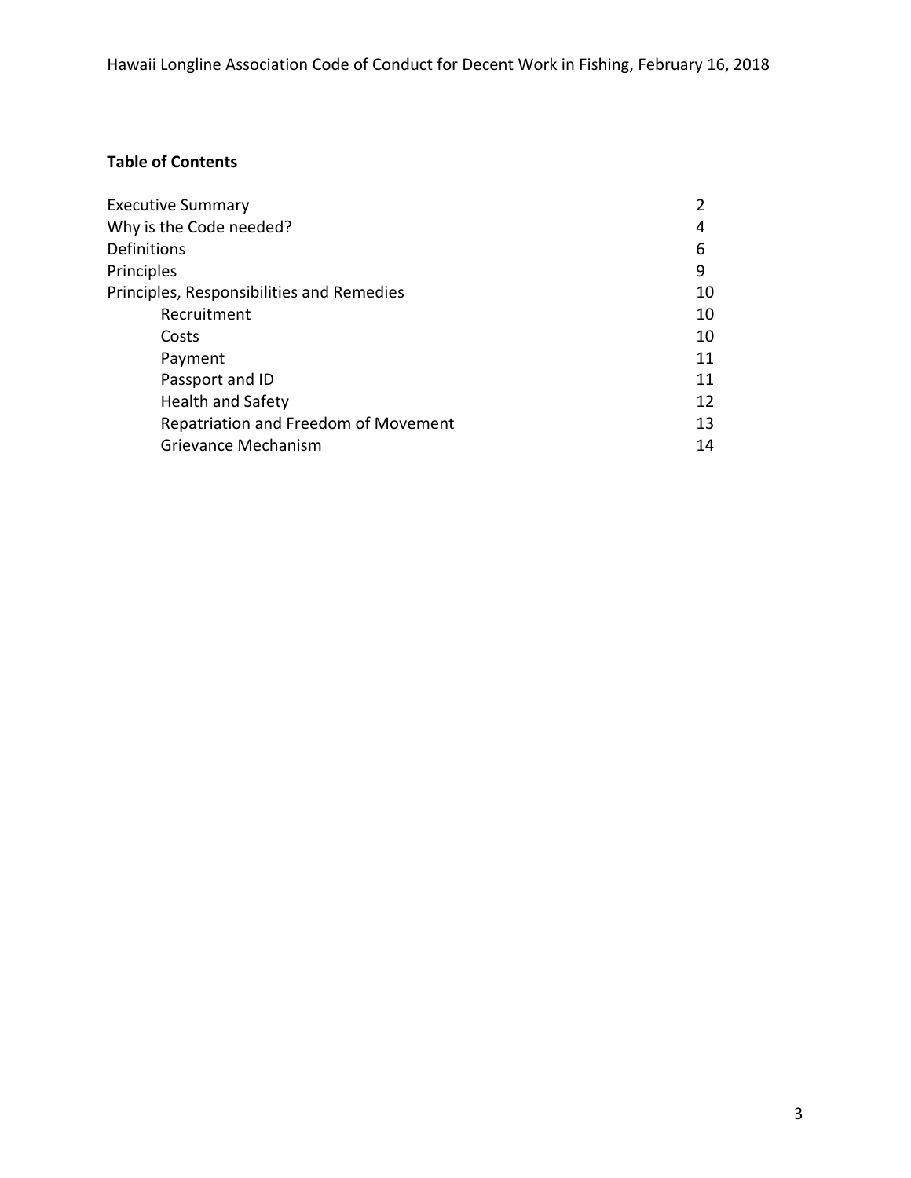**Table of Contents**

| | |
|---|---|
| Executive Summary | 2 |
| Why is the Code needed? | 4 |
| Definitions | 6 |
| Principles | 9 |
| Principles, Responsibilities and Remedies | 10 |
| Recruitment | 10 |
| Costs | 10 |
| Payment | 11 |
| Passport and ID | 11 |
| Health and Safety | 12 |
| Repatriation and Freedom of Movement | 13 |
| Grievance Mechanism | 14 |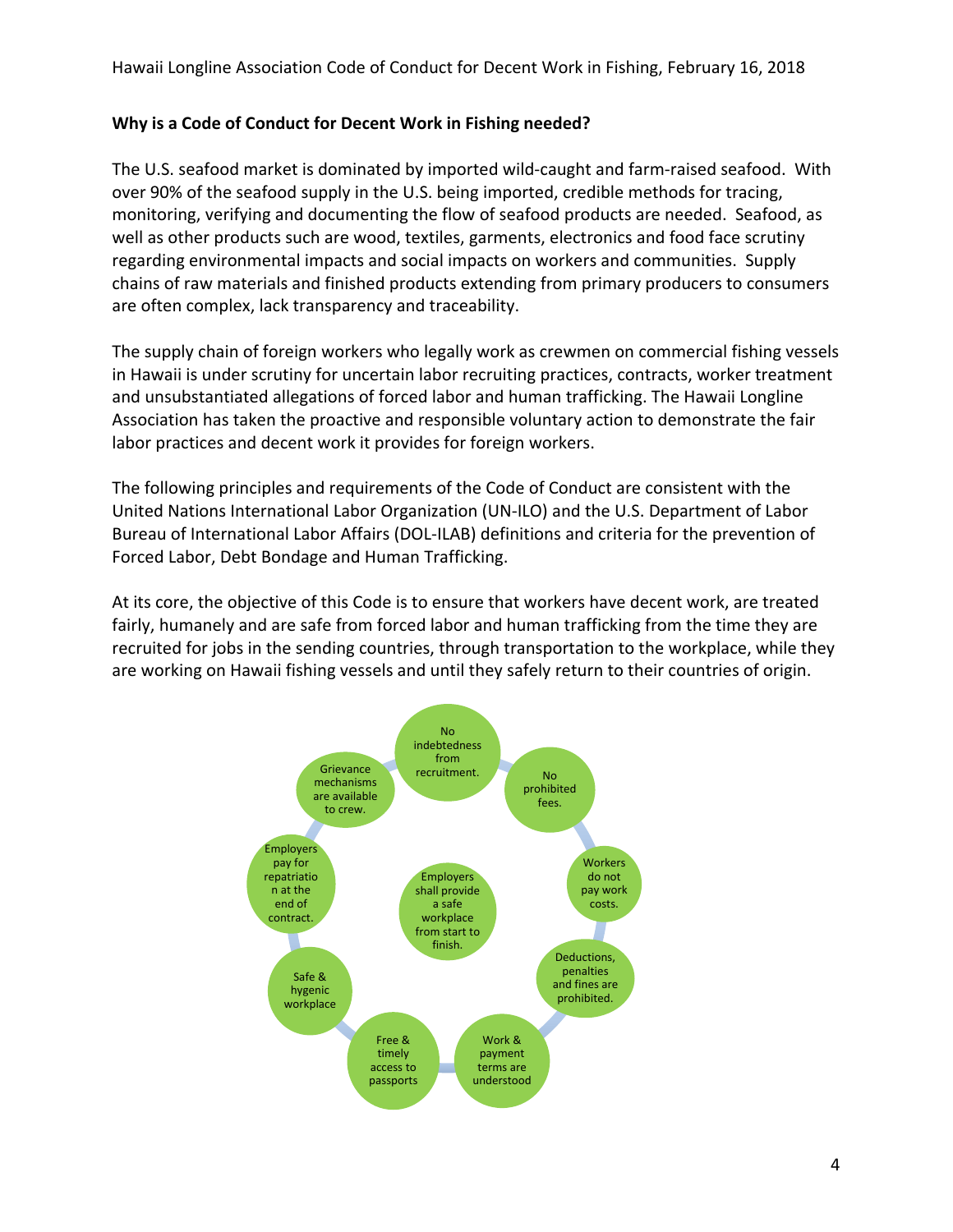## Why is a Code of Conduct for Decent Work in Fishing needed?

The U.S. seafood market is dominated by imported wild-caught and farm-raised seafood. With over 90% of the seafood supply in the U.S. being imported, credible methods for tracing, monitoring, verifying and documenting the flow of seafood products are needed. Seafood, as well as other products such are wood, textiles, garments, electronics and food face scrutiny regarding environmental impacts and social impacts on workers and communities. Supply chains of raw materials and finished products extending from primary producers to consumers are often complex, lack transparency and traceability.

The supply chain of foreign workers who legally work as crewmen on commercial fishing vessels in Hawaii is under scrutiny for uncertain labor recruiting practices, contracts, worker treatment and unsubstantiated allegations of forced labor and human trafficking. The Hawaii Longline Association has taken the proactive and responsible voluntary action to demonstrate the fair labor practices and decent work it provides for foreign workers.

The following principles and requirements of the Code of Conduct are consistent with the United Nations International Labor Organization (UN-ILO) and the U.S. Department of Labor Bureau of International Labor Affairs (DOL-ILAB) definitions and criteria for the prevention of Forced Labor, Debt Bondage and Human Trafficking.

At its core, the objective of this Code is to ensure that workers have decent work, are treated fairly, humanely and are safe from forced labor and human trafficking from the time they are recruited for jobs in the sending countries, through transportation to the workplace, while they are working on Hawaii fishing vessels and until they safely return to their countries of origin.

Employers shall provide a safe workplace from start to finish.

- No indebtedness from recruitment.
- No prohibited fees.
- Workers do not pay work costs.
- Deductions, penalties and fines are prohibited.
- Work & payment terms are understood
- Free & timely access to passports
- Safe & hygenic workplace
- Employers pay for repatriation at the end of contract.
- Grievance mechanisms are available to crew.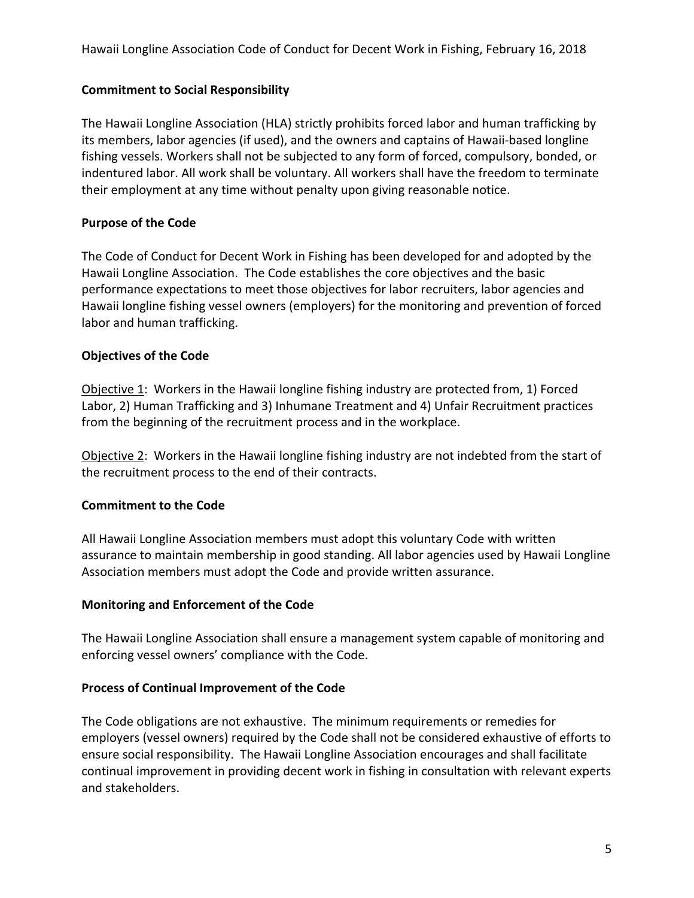**Commitment to Social Responsibility**

The Hawaii Longline Association (HLA) strictly prohibits forced labor and human trafficking by its members, labor agencies (if used), and the owners and captains of Hawaii-based longline fishing vessels. Workers shall not be subjected to any form of forced, compulsory, bonded, or indentured labor. All work shall be voluntary. All workers shall have the freedom to terminate their employment at any time without penalty upon giving reasonable notice.

**Purpose of the Code**

The Code of Conduct for Decent Work in Fishing has been developed for and adopted by the Hawaii Longline Association. The Code establishes the core objectives and the basic performance expectations to meet those objectives for labor recruiters, labor agencies and Hawaii longline fishing vessel owners (employers) for the monitoring and prevention of forced labor and human trafficking.

**Objectives of the Code**

Objective 1: Workers in the Hawaii longline fishing industry are protected from, 1) Forced Labor, 2) Human Trafficking and 3) Inhumane Treatment and 4) Unfair Recruitment practices from the beginning of the recruitment process and in the workplace.

Objective 2: Workers in the Hawaii longline fishing industry are not indebted from the start of the recruitment process to the end of their contracts.

**Commitment to the Code**

All Hawaii Longline Association members must adopt this voluntary Code with written assurance to maintain membership in good standing. All labor agencies used by Hawaii Longline Association members must adopt the Code and provide written assurance.

**Monitoring and Enforcement of the Code**

The Hawaii Longline Association shall ensure a management system capable of monitoring and enforcing vessel owners' compliance with the Code.

**Process of Continual Improvement of the Code**

The Code obligations are not exhaustive. The minimum requirements or remedies for employers (vessel owners) required by the Code shall not be considered exhaustive of efforts to ensure social responsibility. The Hawaii Longline Association encourages and shall facilitate continual improvement in providing decent work in fishing in consultation with relevant experts and stakeholders.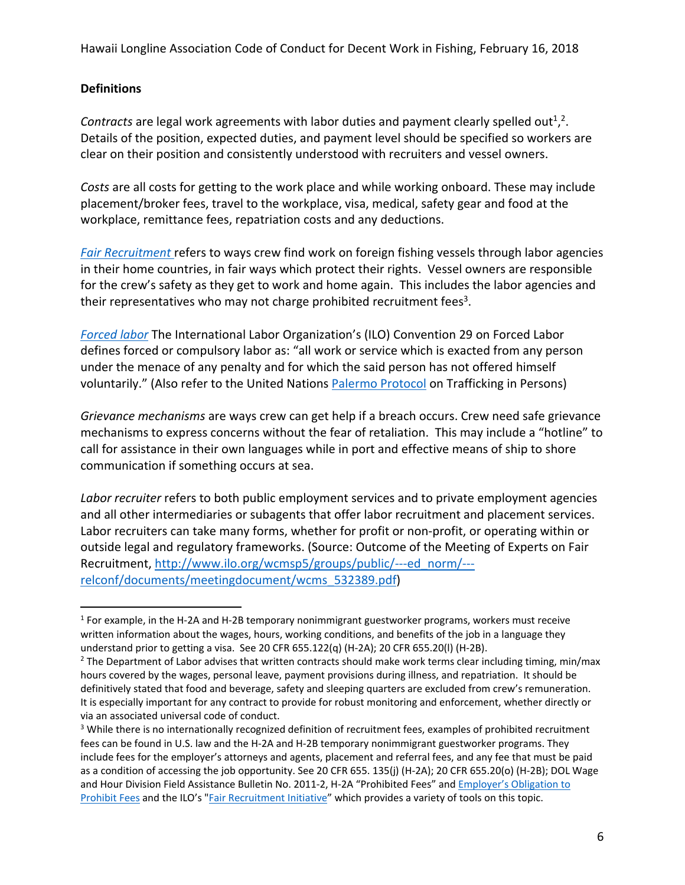**Definitions**

*Contracts* are legal work agreements with labor duties and payment clearly spelled out[1],[2]. Details of the position, expected duties, and payment level should be specified so workers are clear on their position and consistently understood with recruiters and vessel owners.

*Costs* are all costs for getting to the work place and while working onboard. These may include placement/broker fees, travel to the workplace, visa, medical, safety gear and food at the workplace, remittance fees, repatriation costs and any deductions.

*Fair Recruitment* refers to ways crew find work on foreign fishing vessels through labor agencies in their home countries, in fair ways which protect their rights. Vessel owners are responsible for the crew's safety as they get to work and home again. This includes the labor agencies and their representatives who may not charge prohibited recruitment fees[3].

*Forced labor* The International Labor Organization's (ILO) Convention 29 on Forced Labor defines forced or compulsory labor as: "all work or service which is exacted from any person under the menace of any penalty and for which the said person has not offered himself voluntarily." (Also refer to the United Nations Palermo Protocol on Trafficking in Persons)

*Grievance mechanisms* are ways crew can get help if a breach occurs. Crew need safe grievance mechanisms to express concerns without the fear of retaliation. This may include a "hotline" to call for assistance in their own languages while in port and effective means of ship to shore communication if something occurs at sea.

*Labor recruiter* refers to both public employment services and to private employment agencies and all other intermediaries or subagents that offer labor recruitment and placement services. Labor recruiters can take many forms, whether for profit or non-profit, or operating within or outside legal and regulatory frameworks. (Source: Outcome of the Meeting of Experts on Fair Recruitment, http://www.ilo.org/wcmsp5/groups/public/---ed_norm/---relconf/documents/meetingdocument/wcms_532389.pdf)

---

[1] For example, in the H-2A and H-2B temporary nonimmigrant guestworker programs, workers must receive written information about the wages, hours, working conditions, and benefits of the job in a language they understand prior to getting a visa. See 20 CFR 655.122(q) (H-2A); 20 CFR 655.20(l) (H-2B).

[2] The Department of Labor advises that written contracts should make work terms clear including timing, min/max hours covered by the wages, personal leave, payment provisions during illness, and repatriation. It should be definitively stated that food and beverage, safety and sleeping quarters are excluded from crew's remuneration. It is especially important for any contract to provide for robust monitoring and enforcement, whether directly or via an associated universal code of conduct.

[3] While there is no internationally recognized definition of recruitment fees, examples of prohibited recruitment fees can be found in U.S. law and the H-2A and H-2B temporary nonimmigrant guestworker programs. They include fees for the employer's attorneys and agents, placement and referral fees, and any fee that must be paid as a condition of accessing the job opportunity. See 20 CFR 655. 135(j) (H-2A); 20 CFR 655.20(o) (H-2B); DOL Wage and Hour Division Field Assistance Bulletin No. 2011-2, H-2A "Prohibited Fees" and Employer's Obligation to Prohibit Fees and the ILO's "Fair Recruitment Initiative" which provides a variety of tools on this topic.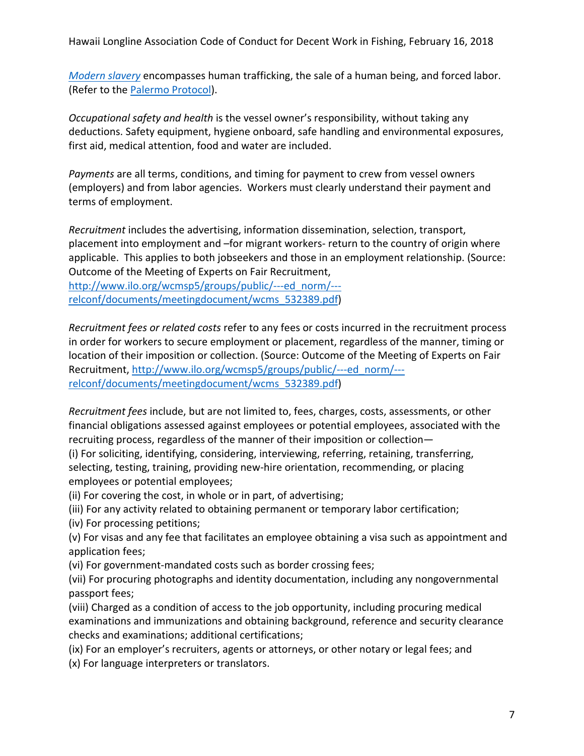[*Modern slavery*](#) encompasses human trafficking, the sale of a human being, and forced labor. (Refer to the [Palermo Protocol](#)).

*Occupational safety and health* is the vessel owner's responsibility, without taking any deductions. Safety equipment, hygiene onboard, safe handling and environmental exposures, first aid, medical attention, food and water are included.

*Payments* are all terms, conditions, and timing for payment to crew from vessel owners (employers) and from labor agencies. Workers must clearly understand their payment and terms of employment.

*Recruitment* includes the advertising, information dissemination, selection, transport, placement into employment and –for migrant workers- return to the country of origin where applicable. This applies to both jobseekers and those in an employment relationship. (Source: Outcome of the Meeting of Experts on Fair Recruitment, [http://www.ilo.org/wcmsp5/groups/public/---ed_norm/---relconf/documents/meetingdocument/wcms_532389.pdf](http://www.ilo.org/wcmsp5/groups/public/---ed_norm/---relconf/documents/meetingdocument/wcms_532389.pdf))

*Recruitment fees or related costs* refer to any fees or costs incurred in the recruitment process in order for workers to secure employment or placement, regardless of the manner, timing or location of their imposition or collection. (Source: Outcome of the Meeting of Experts on Fair Recruitment, [http://www.ilo.org/wcmsp5/groups/public/---ed_norm/---relconf/documents/meetingdocument/wcms_532389.pdf](http://www.ilo.org/wcmsp5/groups/public/---ed_norm/---relconf/documents/meetingdocument/wcms_532389.pdf))

*Recruitment fees* include, but are not limited to, fees, charges, costs, assessments, or other financial obligations assessed against employees or potential employees, associated with the recruiting process, regardless of the manner of their imposition or collection—
(i) For soliciting, identifying, considering, interviewing, referring, retaining, transferring, selecting, testing, training, providing new-hire orientation, recommending, or placing employees or potential employees;
(ii) For covering the cost, in whole or in part, of advertising;
(iii) For any activity related to obtaining permanent or temporary labor certification;
(iv) For processing petitions;
(v) For visas and any fee that facilitates an employee obtaining a visa such as appointment and application fees;
(vi) For government-mandated costs such as border crossing fees;
(vii) For procuring photographs and identity documentation, including any nongovernmental passport fees;
(viii) Charged as a condition of access to the job opportunity, including procuring medical examinations and immunizations and obtaining background, reference and security clearance checks and examinations; additional certifications;
(ix) For an employer's recruiters, agents or attorneys, or other notary or legal fees; and
(x) For language interpreters or translators.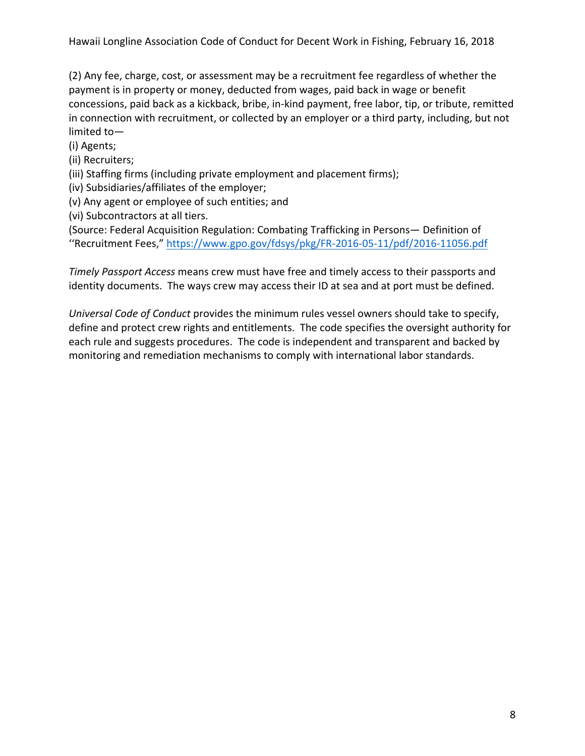(2) Any fee, charge, cost, or assessment may be a recruitment fee regardless of whether the payment is in property or money, deducted from wages, paid back in wage or benefit concessions, paid back as a kickback, bribe, in-kind payment, free labor, tip, or tribute, remitted in connection with recruitment, or collected by an employer or a third party, including, but not limited to—

(i) Agents;
(ii) Recruiters;
(iii) Staffing firms (including private employment and placement firms);
(iv) Subsidiaries/affiliates of the employer;
(v) Any agent or employee of such entities; and
(vi) Subcontractors at all tiers.

(Source: Federal Acquisition Regulation: Combating Trafficking in Persons— Definition of ''Recruitment Fees," https://www.gpo.gov/fdsys/pkg/FR-2016-05-11/pdf/2016-11056.pdf

*Timely Passport Access* means crew must have free and timely access to their passports and identity documents. The ways crew may access their ID at sea and at port must be defined.

*Universal Code of Conduct* provides the minimum rules vessel owners should take to specify, define and protect crew rights and entitlements. The code specifies the oversight authority for each rule and suggests procedures. The code is independent and transparent and backed by monitoring and remediation mechanisms to comply with international labor standards.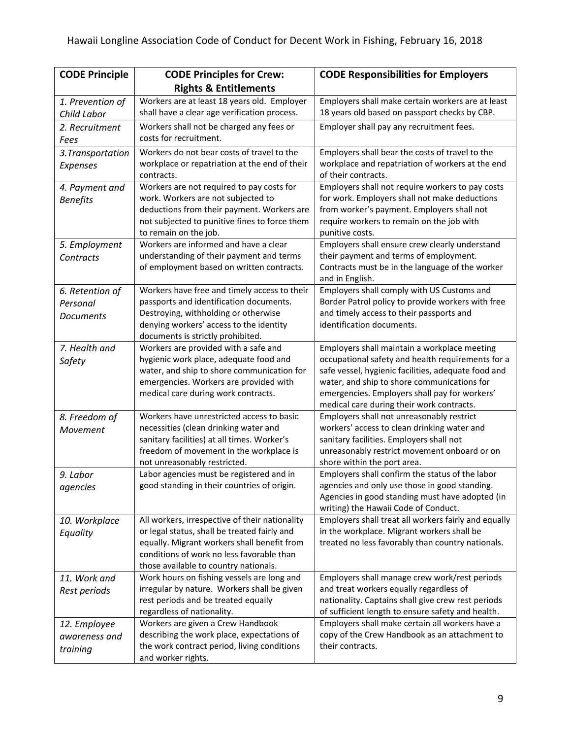| CODE Principle | CODE Principles for Crew: Rights & Entitlements | CODE Responsibilities for Employers |
|---|---|---|
| *1. Prevention of Child Labor* | Workers are at least 18 years old. Employer shall have a clear age verification process. | Employers shall make certain workers are at least 18 years old based on passport checks by CBP. |
| *2. Recruitment Fees* | Workers shall not be charged any fees or costs for recruitment. | Employer shall pay any recruitment fees. |
| *3.Transportation Expenses* | Workers do not bear costs of travel to the workplace or repatriation at the end of their contracts. | Employers shall bear the costs of travel to the workplace and repatriation of workers at the end of their contracts. |
| *4. Payment and Benefits* | Workers are not required to pay costs for work. Workers are not subjected to deductions from their payment. Workers are not subjected to punitive fines to force them to remain on the job. | Employers shall not require workers to pay costs for work. Employers shall not make deductions from worker's payment. Employers shall not require workers to remain on the job with punitive costs. |
| *5. Employment Contracts* | Workers are informed and have a clear understanding of their payment and terms of employment based on written contracts. | Employers shall ensure crew clearly understand their payment and terms of employment. Contracts must be in the language of the worker and in English. |
| *6. Retention of Personal Documents* | Workers have free and timely access to their passports and identification documents. Destroying, withholding or otherwise denying workers' access to the identity documents is strictly prohibited. | Employers shall comply with US Customs and Border Patrol policy to provide workers with free and timely access to their passports and identification documents. |
| *7. Health and Safety* | Workers are provided with a safe and hygienic work place, adequate food and water, and ship to shore communication for emergencies. Workers are provided with medical care during work contracts. | Employers shall maintain a workplace meeting occupational safety and health requirements for a safe vessel, hygienic facilities, adequate food and water, and ship to shore communications for emergencies. Employers shall pay for workers' medical care during their work contracts. |
| *8. Freedom of Movement* | Workers have unrestricted access to basic necessities (clean drinking water and sanitary facilities) at all times. Worker's freedom of movement in the workplace is not unreasonably restricted. | Employers shall not unreasonably restrict workers' access to clean drinking water and sanitary facilities. Employers shall not unreasonably restrict movement onboard or on shore within the port area. |
| *9. Labor agencies* | Labor agencies must be registered and in good standing in their countries of origin. | Employers shall confirm the status of the labor agencies and only use those in good standing. Agencies in good standing must have adopted (in writing) the Hawaii Code of Conduct. |
| *10. Workplace Equality* | All workers, irrespective of their nationality or legal status, shall be treated fairly and equally. Migrant workers shall benefit from conditions of work no less favorable than those available to country nationals. | Employers shall treat all workers fairly and equally in the workplace. Migrant workers shall be treated no less favorably than country nationals. |
| *11. Work and Rest periods* | Work hours on fishing vessels are long and irregular by nature. Workers shall be given rest periods and be treated equally regardless of nationality. | Employers shall manage crew work/rest periods and treat workers equally regardless of nationality. Captains shall give crew rest periods of sufficient length to ensure safety and health. |
| *12. Employee awareness and training* | Workers are given a Crew Handbook describing the work place, expectations of the work contract period, living conditions and worker rights. | Employers shall make certain all workers have a copy of the Crew Handbook as an attachment to their contracts. |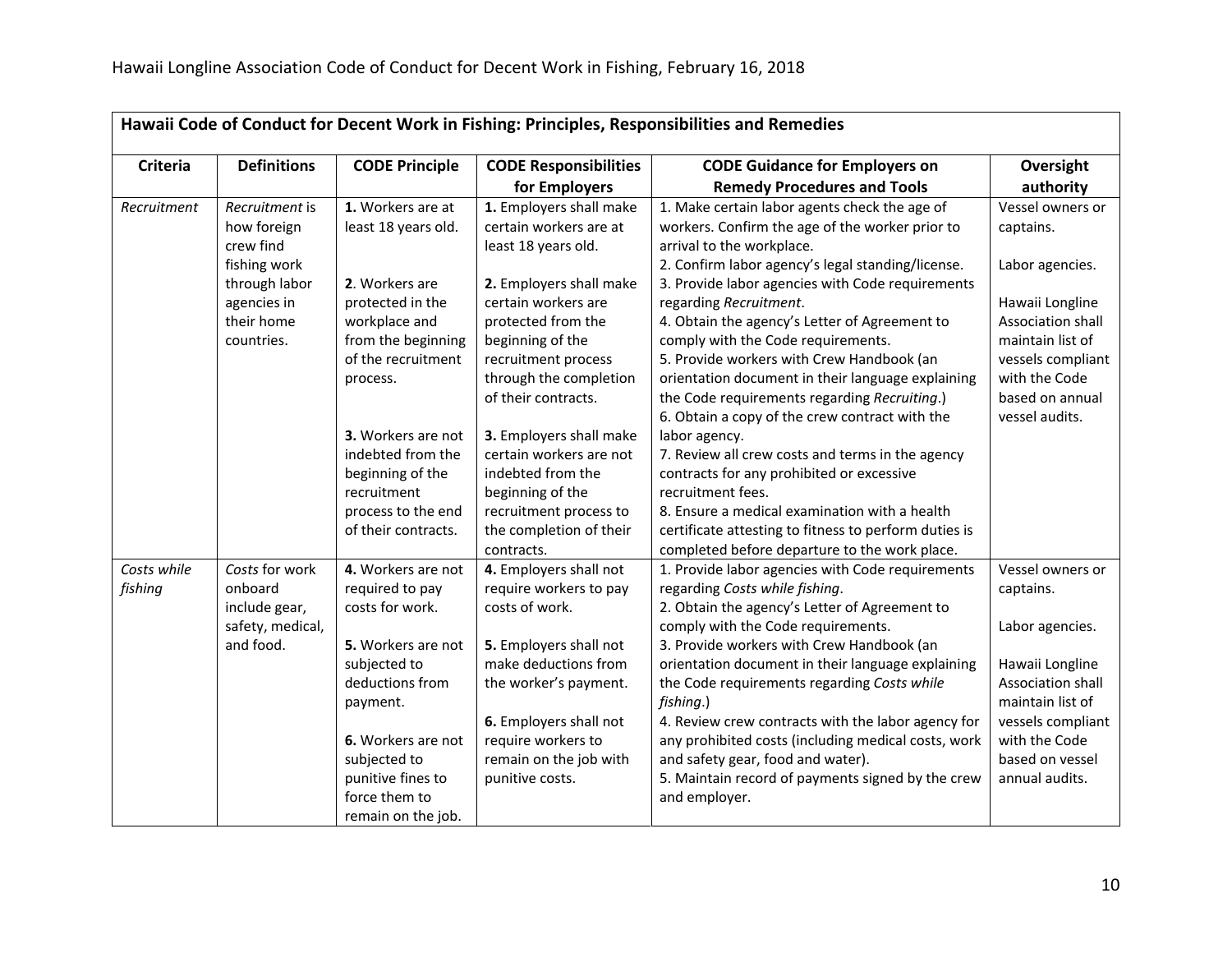| Hawaii Code of Conduct for Decent Work in Fishing: Principles, Responsibilities and Remedies | | | | | |
|---|---|---|---|---|---|
| **Criteria** | **Definitions** | **CODE Principle** | **CODE Responsibilities for Employers** | **CODE Guidance for Employers on Remedy Procedures and Tools** | **Oversight authority** |
| *Recruitment* | *Recruitment* is how foreign crew find fishing work through labor agencies in their home countries. | **1.** Workers are at least 18 years old.<br><br>**2**. Workers are protected in the workplace and from the beginning of the recruitment process.<br><br>**3.** Workers are not indebted from the beginning of the recruitment process to the end of their contracts. | **1.** Employers shall make certain workers are at least 18 years old.<br><br>**2.** Employers shall make certain workers are protected from the beginning of the recruitment process through the completion of their contracts.<br><br>**3.** Employers shall make certain workers are not indebted from the beginning of the recruitment process to the completion of their contracts. | 1. Make certain labor agents check the age of workers. Confirm the age of the worker prior to arrival to the workplace.<br>2. Confirm labor agency's legal standing/license.<br>3. Provide labor agencies with Code requirements regarding *Recruitment*.<br>4. Obtain the agency's Letter of Agreement to comply with the Code requirements.<br>5. Provide workers with Crew Handbook (an orientation document in their language explaining the Code requirements regarding *Recruiting*.)<br>6. Obtain a copy of the crew contract with the labor agency.<br>7. Review all crew costs and terms in the agency contracts for any prohibited or excessive recruitment fees.<br>8. Ensure a medical examination with a health certificate attesting to fitness to perform duties is completed before departure to the work place. | Vessel owners or captains.<br><br>Labor agencies.<br><br>Hawaii Longline Association shall maintain list of vessels compliant with the Code based on annual vessel audits. |
| *Costs while fishing* | *Costs* for work onboard include gear, safety, medical, and food. | **4.** Workers are not required to pay costs for work.<br><br>**5.** Workers are not subjected to deductions from payment.<br><br>**6.** Workers are not subjected to punitive fines to force them to remain on the job. | **4.** Employers shall not require workers to pay costs of work.<br><br>**5.** Employers shall not make deductions from the worker's payment.<br><br>**6.** Employers shall not require workers to remain on the job with punitive costs. | 1. Provide labor agencies with Code requirements regarding *Costs while fishing*.<br>2. Obtain the agency's Letter of Agreement to comply with the Code requirements.<br>3. Provide workers with Crew Handbook (an orientation document in their language explaining the Code requirements regarding *Costs while fishing*.)<br>4. Review crew contracts with the labor agency for any prohibited costs (including medical costs, work and safety gear, food and water).<br>5. Maintain record of payments signed by the crew and employer. | Vessel owners or captains.<br><br>Labor agencies.<br><br>Hawaii Longline Association shall maintain list of vessels compliant with the Code based on vessel annual audits. |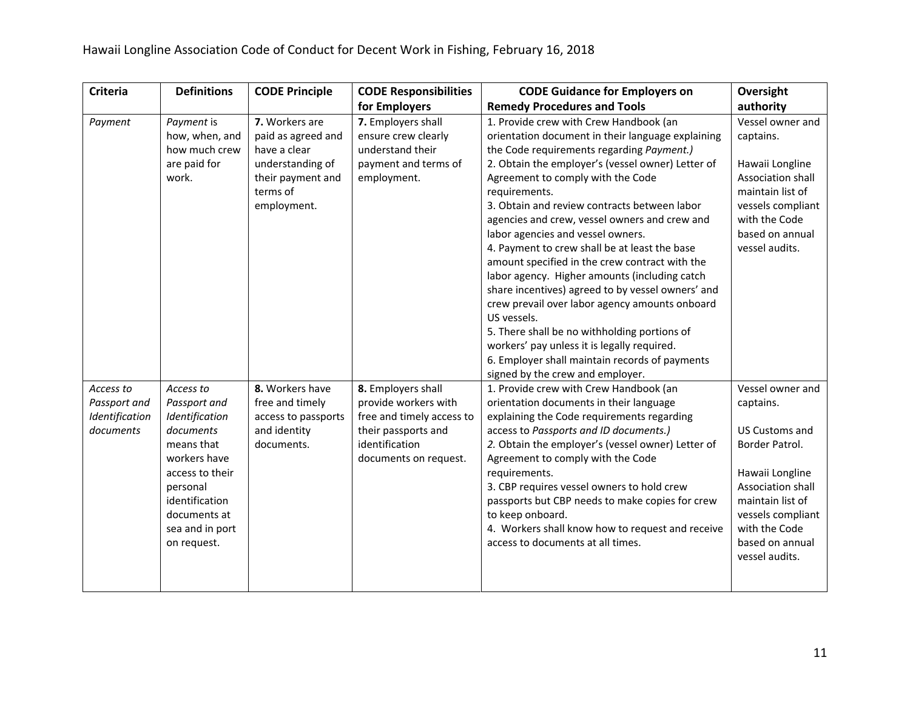| Criteria | Definitions | CODE Principle | CODE Responsibilities for Employers | CODE Guidance for Employers on Remedy Procedures and Tools | Oversight authority |
|---|---|---|---|---|---|
| *Payment* | *Payment* is how, when, and how much crew are paid for work. | **7.** Workers are paid as agreed and have a clear understanding of their payment and terms of employment. | **7.** Employers shall ensure crew clearly understand their payment and terms of employment. | 1. Provide crew with Crew Handbook (an orientation document in their language explaining the Code requirements regarding *Payment.)*<br>2. Obtain the employer's (vessel owner) Letter of Agreement to comply with the Code requirements.<br>3. Obtain and review contracts between labor agencies and crew, vessel owners and crew and labor agencies and vessel owners.<br>4. Payment to crew shall be at least the base amount specified in the crew contract with the labor agency. Higher amounts (including catch share incentives) agreed to by vessel owners' and crew prevail over labor agency amounts onboard US vessels.<br>5. There shall be no withholding portions of workers' pay unless it is legally required.<br>6. Employer shall maintain records of payments signed by the crew and employer. | Vessel owner and captains.<br><br>Hawaii Longline Association shall maintain list of vessels compliant with the Code based on annual vessel audits. |
| *Access to Passport and Identification documents* | *Access to Passport and Identification documents* means that workers have access to their personal identification documents at sea and in port on request. | **8.** Workers have free and timely access to passports and identity documents. | **8.** Employers shall provide workers with free and timely access to their passports and identification documents on request. | 1. Provide crew with Crew Handbook (an orientation documents in their language explaining the Code requirements regarding access to *Passports and ID documents.)*<br>*2.* Obtain the employer's (vessel owner) Letter of Agreement to comply with the Code requirements.<br>3. CBP requires vessel owners to hold crew passports but CBP needs to make copies for crew to keep onboard.<br>4. Workers shall know how to request and receive access to documents at all times. | Vessel owner and captains.<br><br>US Customs and Border Patrol.<br><br>Hawaii Longline Association shall maintain list of vessels compliant with the Code based on annual vessel audits. |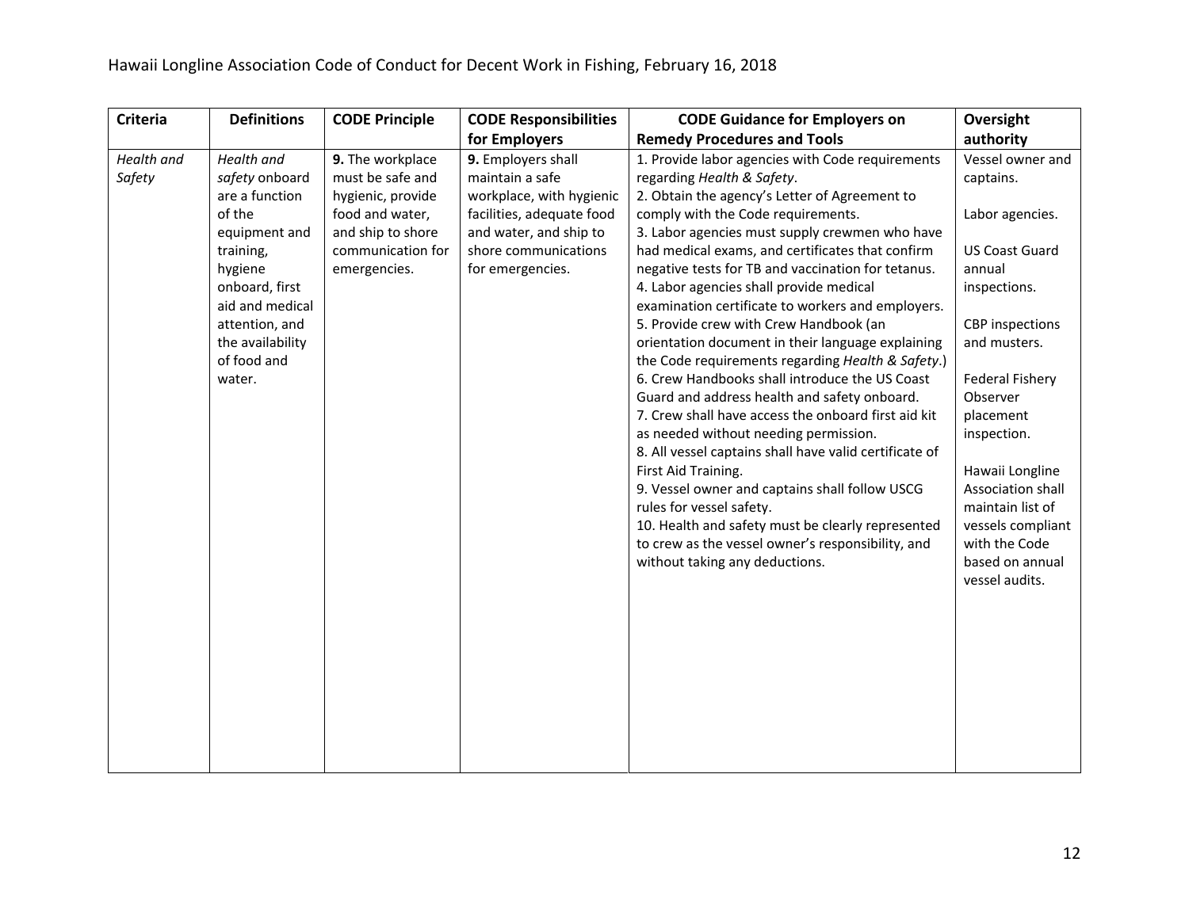| Criteria | Definitions | CODE Principle | CODE Responsibilities for Employers | CODE Guidance for Employers on Remedy Procedures and Tools | Oversight authority |
|---|---|---|---|---|---|
| *Health and Safety* | *Health and safety* onboard are a function of the equipment and training, hygiene onboard, first aid and medical attention, and the availability of food and water. | **9.** The workplace must be safe and hygienic, provide food and water, and ship to shore communication for emergencies. | **9.** Employers shall maintain a safe workplace, with hygienic facilities, adequate food and water, and ship to shore communications for emergencies. | 1. Provide labor agencies with Code requirements regarding *Health & Safety*.<br>2. Obtain the agency's Letter of Agreement to comply with the Code requirements.<br>3. Labor agencies must supply crewmen who have had medical exams, and certificates that confirm negative tests for TB and vaccination for tetanus.<br>4. Labor agencies shall provide medical examination certificate to workers and employers.<br>5. Provide crew with Crew Handbook (an orientation document in their language explaining the Code requirements regarding *Health & Safety*.)<br>6. Crew Handbooks shall introduce the US Coast Guard and address health and safety onboard.<br>7. Crew shall have access the onboard first aid kit as needed without needing permission.<br>8. All vessel captains shall have valid certificate of First Aid Training.<br>9. Vessel owner and captains shall follow USCG rules for vessel safety.<br>10. Health and safety must be clearly represented to crew as the vessel owner's responsibility, and without taking any deductions. | Vessel owner and captains.<br><br>Labor agencies.<br><br>US Coast Guard annual inspections.<br><br>CBP inspections and musters.<br><br>Federal Fishery Observer placement inspection.<br><br>Hawaii Longline Association shall maintain list of vessels compliant with the Code based on annual vessel audits. |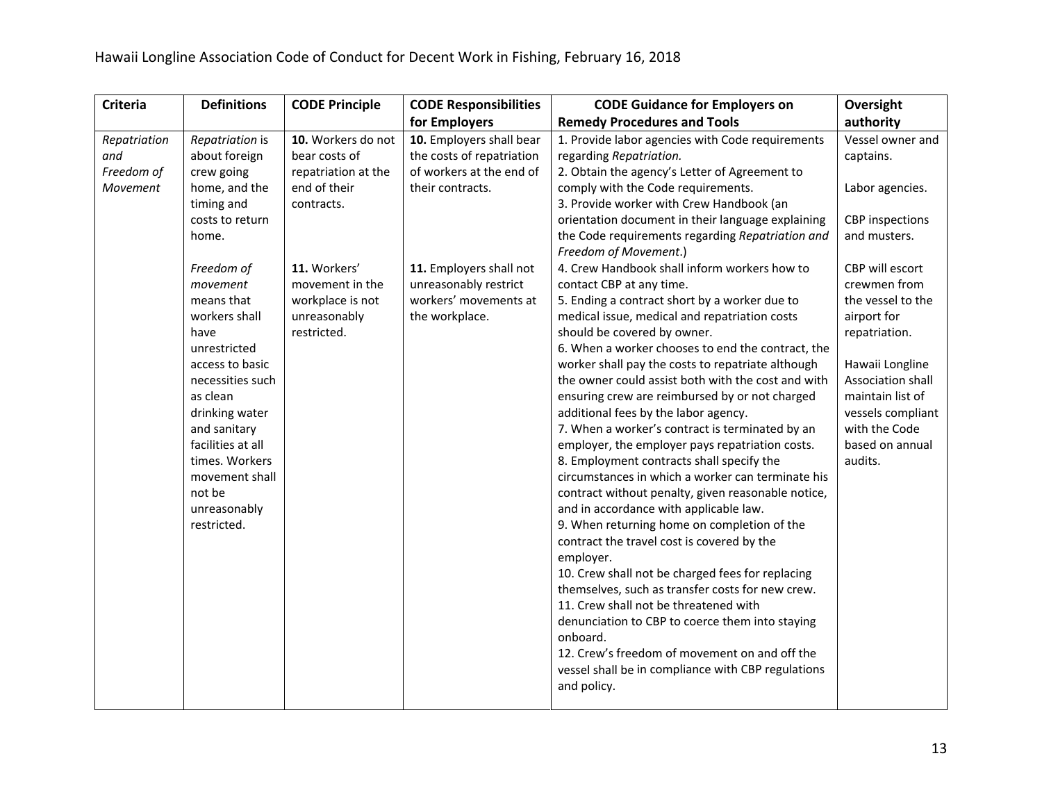| Criteria | Definitions | CODE Principle | CODE Responsibilities for Employers | CODE Guidance for Employers on Remedy Procedures and Tools | Oversight authority |
|---|---|---|---|---|---|
| *Repatriation and Freedom of Movement* | *Repatriation* is about foreign crew going home, and the timing and costs to return home.<br><br>*Freedom of movement* means that workers shall have unrestricted access to basic necessities such as clean drinking water and sanitary facilities at all times. Workers movement shall not be unreasonably restricted. | **10.** Workers do not bear costs of repatriation at the end of their contracts.<br><br>**11.** Workers' movement in the workplace is not unreasonably restricted. | **10.** Employers shall bear the costs of repatriation of workers at the end of their contracts.<br><br>**11.** Employers shall not unreasonably restrict workers' movements at the workplace. | 1. Provide labor agencies with Code requirements regarding *Repatriation.*<br>2. Obtain the agency's Letter of Agreement to comply with the Code requirements.<br>3. Provide worker with Crew Handbook (an orientation document in their language explaining the Code requirements regarding *Repatriation and Freedom of Movement*.)<br>4. Crew Handbook shall inform workers how to contact CBP at any time.<br>5. Ending a contract short by a worker due to medical issue, medical and repatriation costs should be covered by owner.<br>6. When a worker chooses to end the contract, the worker shall pay the costs to repatriate although the owner could assist both with the cost and with ensuring crew are reimbursed by or not charged additional fees by the labor agency.<br>7. When a worker's contract is terminated by an employer, the employer pays repatriation costs.<br>8. Employment contracts shall specify the circumstances in which a worker can terminate his contract without penalty, given reasonable notice, and in accordance with applicable law.<br>9. When returning home on completion of the contract the travel cost is covered by the employer.<br>10. Crew shall not be charged fees for replacing themselves, such as transfer costs for new crew.<br>11. Crew shall not be threatened with denunciation to CBP to coerce them into staying onboard.<br>12. Crew's freedom of movement on and off the vessel shall be in compliance with CBP regulations and policy. | Vessel owner and captains.<br><br>Labor agencies.<br><br>CBP inspections and musters.<br><br>CBP will escort crewmen from the vessel to the airport for repatriation.<br><br>Hawaii Longline Association shall maintain list of vessels compliant with the Code based on annual audits. |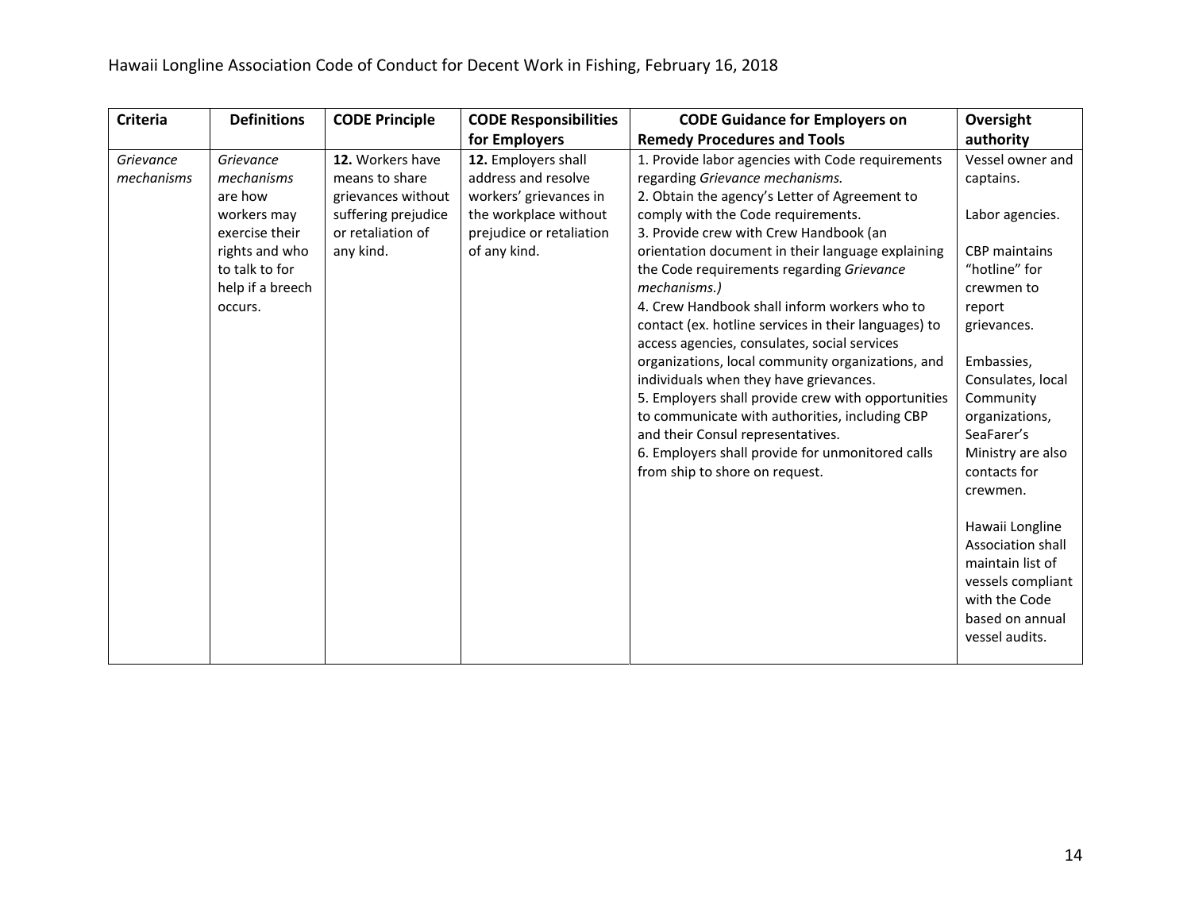| Criteria | Definitions | CODE Principle | CODE Responsibilities for Employers | CODE Guidance for Employers on Remedy Procedures and Tools | Oversight authority |
|---|---|---|---|---|---|
| *Grievance mechanisms* | *Grievance mechanisms* are how workers may exercise their rights and who to talk to for help if a breech occurs. | **12.** Workers have means to share grievances without suffering prejudice or retaliation of any kind. | **12.** Employers shall address and resolve workers' grievances in the workplace without prejudice or retaliation of any kind. | 1. Provide labor agencies with Code requirements regarding *Grievance mechanisms.*<br>2. Obtain the agency's Letter of Agreement to comply with the Code requirements.<br>3. Provide crew with Crew Handbook (an orientation document in their language explaining the Code requirements regarding *Grievance mechanisms.)*<br>4. Crew Handbook shall inform workers who to contact (ex. hotline services in their languages) to access agencies, consulates, social services organizations, local community organizations, and individuals when they have grievances.<br>5. Employers shall provide crew with opportunities to communicate with authorities, including CBP and their Consul representatives.<br>6. Employers shall provide for unmonitored calls from ship to shore on request. | Vessel owner and captains.<br><br>Labor agencies.<br><br>CBP maintains "hotline" for crewmen to report grievances.<br><br>Embassies, Consulates, local Community organizations, SeaFarer's Ministry are also contacts for crewmen.<br><br>Hawaii Longline Association shall maintain list of vessels compliant with the Code based on annual vessel audits. |